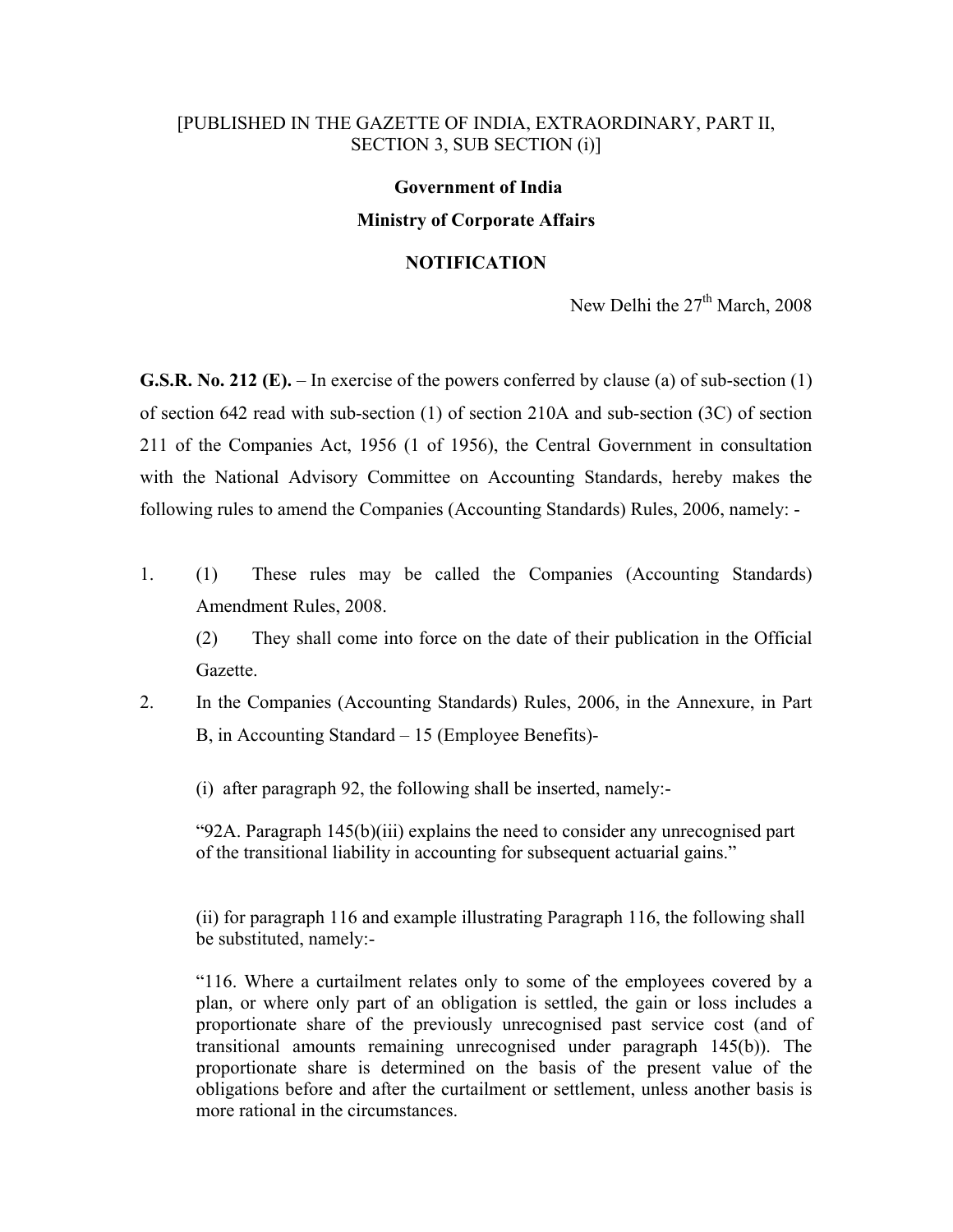[PUBLISHED IN THE GAZETTE OF INDIA, EXTRAORDINARY, PART II, SECTION 3, SUB SECTION (i)]

**Government of India**

**Ministry of Corporate Affairs**

**NOTIFICATION**

New Delhi the 27th March, 2008

**G.S.R. No. 212 (E).** – In exercise of the powers conferred by clause (a) of sub-section (1) of section 642 read with sub-section (1) of section 210A and sub-section (3C) of section 211 of the Companies Act, 1956 (1 of 1956), the Central Government in consultation with the National Advisory Committee on Accounting Standards, hereby makes the following rules to amend the Companies (Accounting Standards) Rules, 2006, namely: -

1. (1) These rules may be called the Companies (Accounting Standards) Amendment Rules, 2008.

   (2) They shall come into force on the date of their publication in the Official Gazette.

2. In the Companies (Accounting Standards) Rules, 2006, in the Annexure, in Part B, in Accounting Standard – 15 (Employee Benefits)-

   (i) after paragraph 92, the following shall be inserted, namely:-

   "92A. Paragraph 145(b)(iii) explains the need to consider any unrecognised part of the transitional liability in accounting for subsequent actuarial gains."

   (ii) for paragraph 116 and example illustrating Paragraph 116, the following shall be substituted, namely:-

   "116. Where a curtailment relates only to some of the employees covered by a plan, or where only part of an obligation is settled, the gain or loss includes a proportionate share of the previously unrecognised past service cost (and of transitional amounts remaining unrecognised under paragraph 145(b)). The proportionate share is determined on the basis of the present value of the obligations before and after the curtailment or settlement, unless another basis is more rational in the circumstances.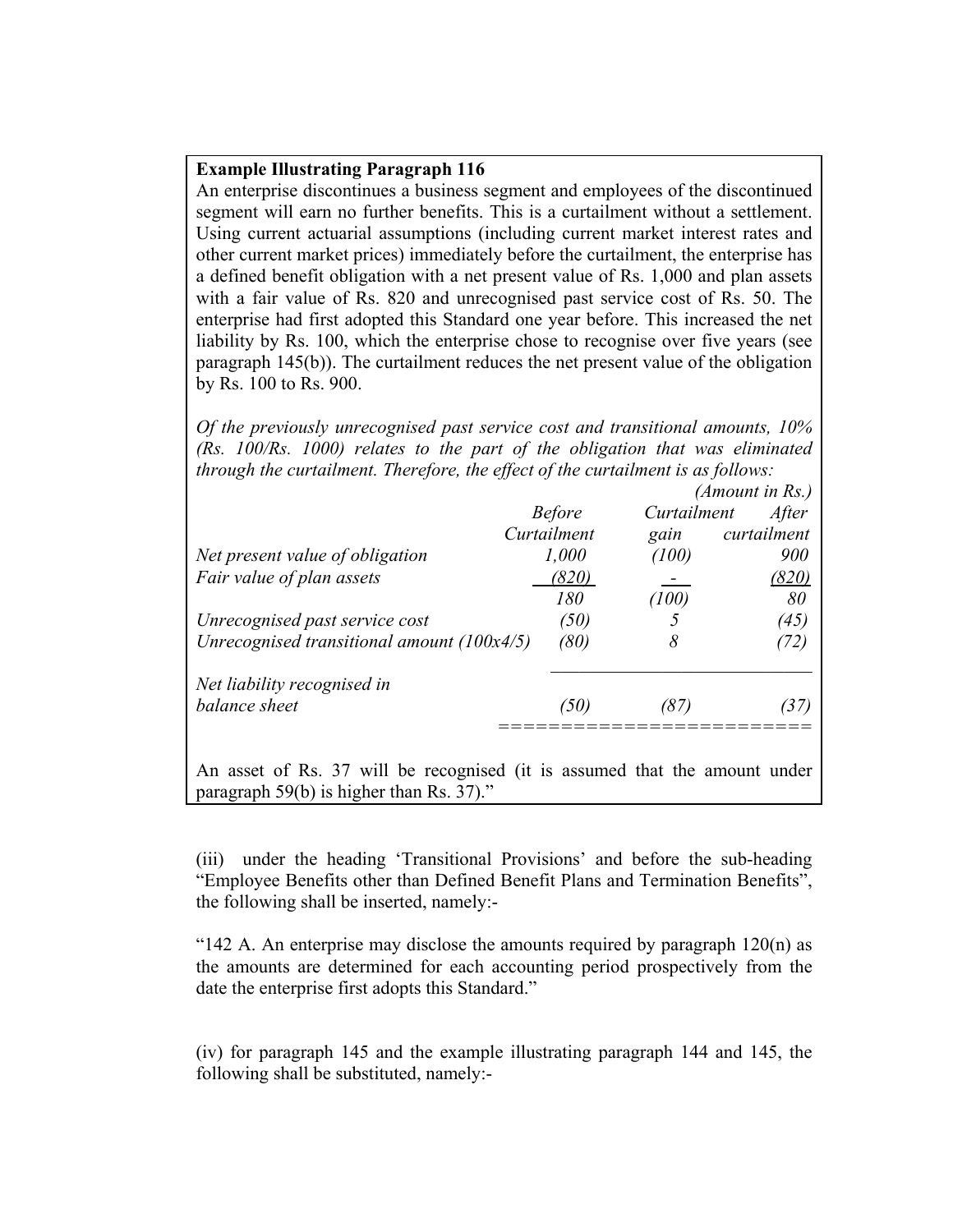**Example Illustrating Paragraph 116**

An enterprise discontinues a business segment and employees of the discontinued segment will earn no further benefits. This is a curtailment without a settlement. Using current actuarial assumptions (including current market interest rates and other current market prices) immediately before the curtailment, the enterprise has a defined benefit obligation with a net present value of Rs. 1,000 and plan assets with a fair value of Rs. 820 and unrecognised past service cost of Rs. 50. The enterprise had first adopted this Standard one year before. This increased the net liability by Rs. 100, which the enterprise chose to recognise over five years (see paragraph 145(b)). The curtailment reduces the net present value of the obligation by Rs. 100 to Rs. 900.

*Of the previously unrecognised past service cost and transitional amounts, 10% (Rs. 100/Rs. 1000) relates to the part of the obligation that was eliminated through the curtailment. Therefore, the effect of the curtailment is as follows:*

*(Amount in Rs.)*

| | *Before Curtailment* | *Curtailment gain* | *After curtailment* |
|---|---|---|---|
| *Net present value of obligation* | *1,000* | *(100)* | *900* |
| *Fair value of plan assets* | *(820)* | *-* | *(820)* |
| | *180* | *(100)* | *80* |
| *Unrecognised past service cost* | *(50)* | *5* | *(45)* |
| *Unrecognised transitional amount (100x4/5)* | *(80)* | *8* | *(72)* |
| *Net liability recognised in balance sheet* | *(50)* | *(87)* | *(37)* |

An asset of Rs. 37 will be recognised (it is assumed that the amount under paragraph 59(b) is higher than Rs. 37)."

(iii) under the heading 'Transitional Provisions' and before the sub-heading "Employee Benefits other than Defined Benefit Plans and Termination Benefits", the following shall be inserted, namely:-

"142 A. An enterprise may disclose the amounts required by paragraph 120(n) as the amounts are determined for each accounting period prospectively from the date the enterprise first adopts this Standard."

(iv) for paragraph 145 and the example illustrating paragraph 144 and 145, the following shall be substituted, namely:-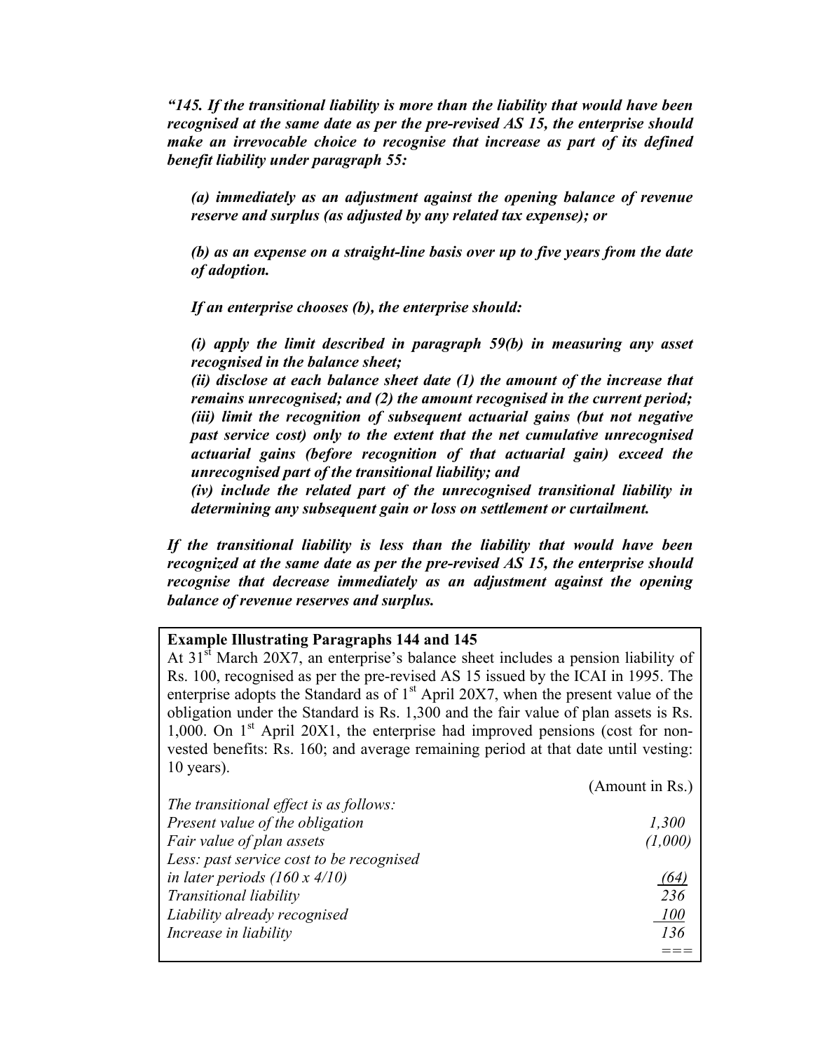***"145. If the transitional liability is more than the liability that would have been recognised at the same date as per the pre-revised AS 15, the enterprise should make an irrevocable choice to recognise that increase as part of its defined benefit liability under paragraph 55:***

***(a) immediately as an adjustment against the opening balance of revenue reserve and surplus (as adjusted by any related tax expense); or***

***(b) as an expense on a straight-line basis over up to five years from the date of adoption.***

***If an enterprise chooses (b), the enterprise should:***

***(i) apply the limit described in paragraph 59(b) in measuring any asset recognised in the balance sheet;***
***(ii) disclose at each balance sheet date (1) the amount of the increase that remains unrecognised; and (2) the amount recognised in the current period;***
***(iii) limit the recognition of subsequent actuarial gains (but not negative past service cost) only to the extent that the net cumulative unrecognised actuarial gains (before recognition of that actuarial gain) exceed the unrecognised part of the transitional liability; and***
***(iv) include the related part of the unrecognised transitional liability in determining any subsequent gain or loss on settlement or curtailment.***

***If the transitional liability is less than the liability that would have been recognized at the same date as per the pre-revised AS 15, the enterprise should recognise that decrease immediately as an adjustment against the opening balance of revenue reserves and surplus.***

**Example Illustrating Paragraphs 144 and 145**

At 31st March 20X7, an enterprise's balance sheet includes a pension liability of Rs. 100, recognised as per the pre-revised AS 15 issued by the ICAI in 1995. The enterprise adopts the Standard as of 1st April 20X7, when the present value of the obligation under the Standard is Rs. 1,300 and the fair value of plan assets is Rs. 1,000. On 1st April 20X1, the enterprise had improved pensions (cost for non-vested benefits: Rs. 160; and average remaining period at that date until vesting: 10 years).

| | (Amount in Rs.) |
|---|---|
| *The transitional effect is as follows:* | |
| *Present value of the obligation* | *1,300* |
| *Fair value of plan assets* | *(1,000)* |
| *Less: past service cost to be recognised in later periods (160 x 4/10)* | *(64)* |
| *Transitional liability* | *236* |
| *Liability already recognised* | *100* |
| *Increase in liability* | *136* |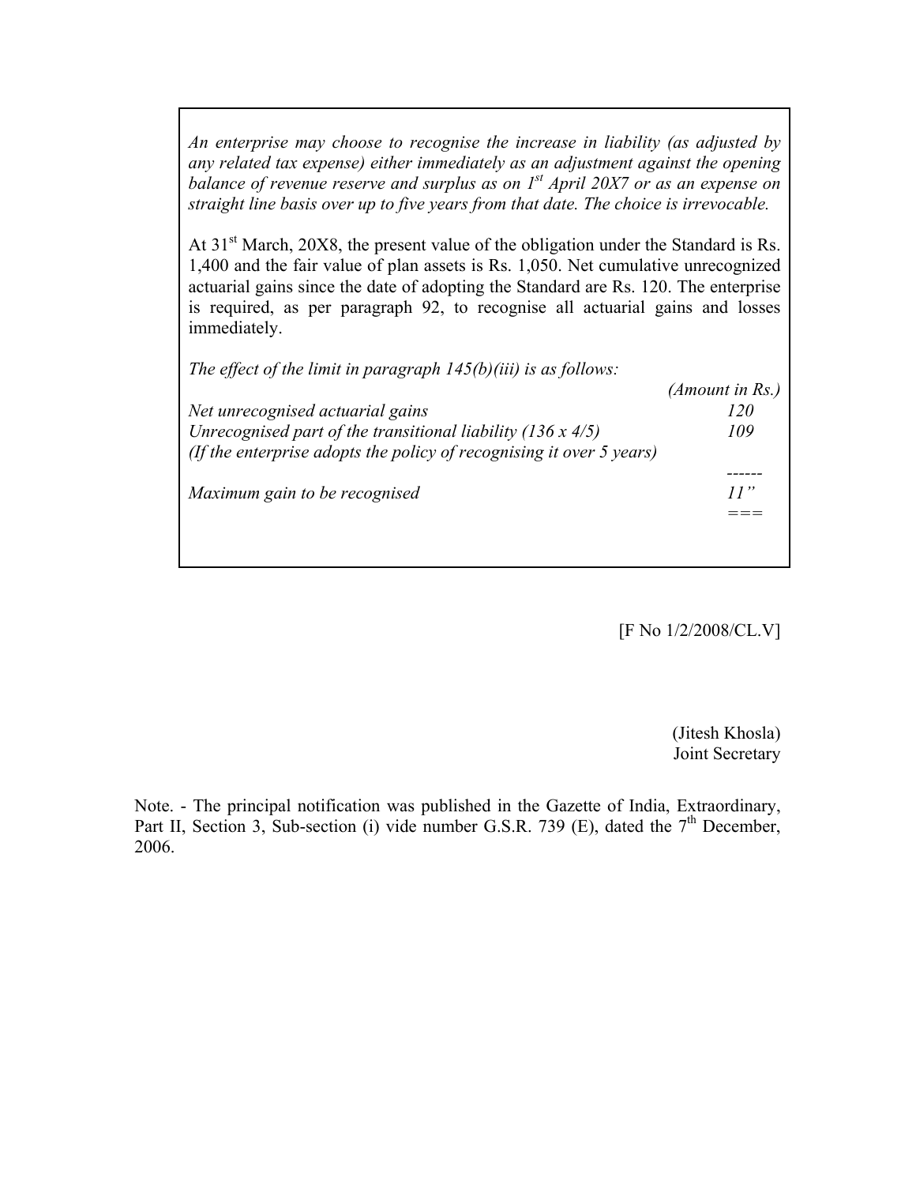*An enterprise may choose to recognise the increase in liability (as adjusted by any related tax expense) either immediately as an adjustment against the opening balance of revenue reserve and surplus as on 1st April 20X7 or as an expense on straight line basis over up to five years from that date. The choice is irrevocable.*

At 31st March, 20X8, the present value of the obligation under the Standard is Rs. 1,400 and the fair value of plan assets is Rs. 1,050. Net cumulative unrecognized actuarial gains since the date of adopting the Standard are Rs. 120. The enterprise is required, as per paragraph 92, to recognise all actuarial gains and losses immediately.

*The effect of the limit in paragraph 145(b)(iii) is as follows:*

| | *(Amount in Rs.)* |
|---|---|
| *Net unrecognised actuarial gains* | *120* |
| *Unrecognised part of the transitional liability (136 x 4/5)* *(If the enterprise adopts the policy of recognising it over 5 years)* | *109* |
| *Maximum gain to be recognised* | *11"* |

[F No 1/2/2008/CL.V]

(Jitesh Khosla)
Joint Secretary

Note. - The principal notification was published in the Gazette of India, Extraordinary, Part II, Section 3, Sub-section (i) vide number G.S.R. 739 (E), dated the 7th December, 2006.